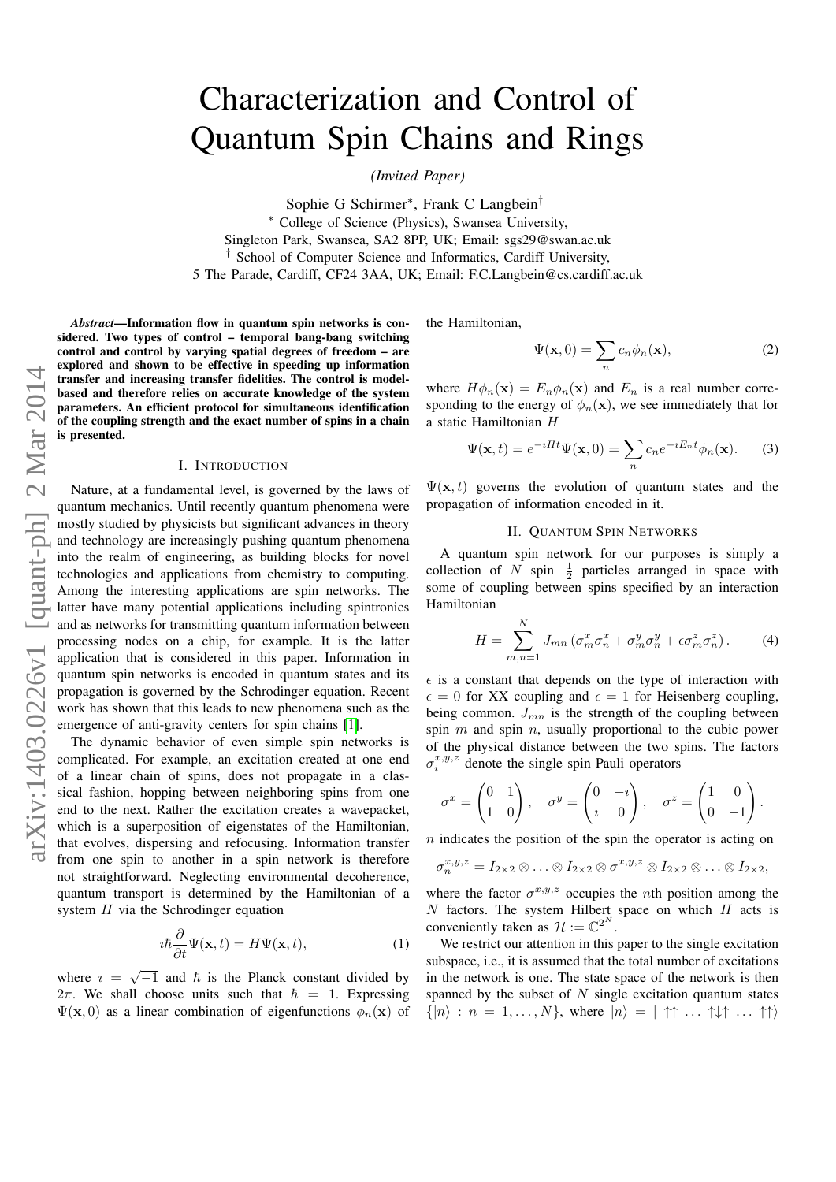# Characterization and Control of Quantum Spin Chains and Rings

*(Invited Paper)*

Sophie G Schirmer*, Frank C Langbein†

* College of Science (Physics), Swansea University, Singleton Park, Swansea, SA2 8PP, UK; Email: sgs29@swan.ac.uk

† School of Computer Science and Informatics, Cardiff University, 5 The Parade, Cardiff, CF24 3AA, UK; Email: F.C.Langbein@cs.cardiff.ac.uk

***Abstract*—Information flow in quantum spin networks is considered. Two types of control – temporal bang-bang switching control and control by varying spatial degrees of freedom – are explored and shown to be effective in speeding up information transfer and increasing transfer fidelities. The control is model-based and therefore relies on accurate knowledge of the system parameters. An efficient protocol for simultaneous identification of the coupling strength and the exact number of spins in a chain is presented.**

## I. Introduction

Nature, at a fundamental level, is governed by the laws of quantum mechanics. Until recently quantum phenomena were mostly studied by physicists but significant advances in theory and technology are increasingly pushing quantum phenomena into the realm of engineering, as building blocks for novel technologies and applications from chemistry to computing. Among the interesting applications are spin networks. The latter have many potential applications including spintronics and as networks for transmitting quantum information between processing nodes on a chip, for example. It is the latter application that is considered in this paper. Information in quantum spin networks is encoded in quantum states and its propagation is governed by the Schrodinger equation. Recent work has shown that this leads to new phenomena such as the emergence of anti-gravity centers for spin chains [1].

The dynamic behavior of even simple spin networks is complicated. For example, an excitation created at one end of a linear chain of spins, does not propagate in a classical fashion, hopping between neighboring spins from one end to the next. Rather the excitation creates a wavepacket, which is a superposition of eigenstates of the Hamiltonian, that evolves, dispersing and refocusing. Information transfer from one spin to another in a spin network is therefore not straightforward. Neglecting environmental decoherence, quantum transport is determined by the Hamiltonian of a system $H$ via the Schrodinger equation

$$\imath\hbar \frac{\partial}{\partial t}\Psi(\mathbf{x},t) = H\Psi(\mathbf{x},t), \tag{1}$$

where $\imath = \sqrt{-1}$ and $\hbar$ is the Planck constant divided by $2\pi$. We shall choose units such that $\hbar = 1$. Expressing $\Psi(\mathbf{x},0)$ as a linear combination of eigenfunctions $\phi_n(\mathbf{x})$ of the Hamiltonian,

$$\Psi(\mathbf{x},0) = \sum_n c_n \phi_n(\mathbf{x}), \tag{2}$$

where $H\phi_n(\mathbf{x}) = E_n\phi_n(\mathbf{x})$ and $E_n$ is a real number corresponding to the energy of $\phi_n(\mathbf{x})$, we see immediately that for a static Hamiltonian $H$

$$\Psi(\mathbf{x},t) = e^{-\imath Ht}\Psi(\mathbf{x},0) = \sum_n c_n e^{-\imath E_n t}\phi_n(\mathbf{x}). \tag{3}$$

$\Psi(\mathbf{x},t)$ governs the evolution of quantum states and the propagation of information encoded in it.

## II. Quantum Spin Networks

A quantum spin network for our purposes is simply a collection of $N$ spin$-\frac{1}{2}$ particles arranged in space with some of coupling between spins specified by an interaction Hamiltonian

$$H = \sum_{m,n=1}^{N} J_{mn}\left(\sigma_m^x\sigma_n^x + \sigma_m^y\sigma_n^y + \epsilon\sigma_m^z\sigma_n^z\right). \tag{4}$$

$\epsilon$ is a constant that depends on the type of interaction with $\epsilon = 0$ for XX coupling and $\epsilon = 1$ for Heisenberg coupling, being common. $J_{mn}$ is the strength of the coupling between spin $m$ and spin $n$, usually proportional to the cubic power of the physical distance between the two spins. The factors $\sigma_i^{x,y,z}$ denote the single spin Pauli operators

$$\sigma^x = \begin{pmatrix} 0 & 1 \\ 1 & 0 \end{pmatrix}, \quad \sigma^y = \begin{pmatrix} 0 & -\imath \\ \imath & 0 \end{pmatrix}, \quad \sigma^z = \begin{pmatrix} 1 & 0 \\ 0 & -1 \end{pmatrix}.$$

$n$ indicates the position of the spin the operator is acting on

$$\sigma_n^{x,y,z} = I_{2\times 2} \otimes \ldots \otimes I_{2\times 2} \otimes \sigma^{x,y,z} \otimes I_{2\times 2} \otimes \ldots \otimes I_{2\times 2},$$

where the factor $\sigma^{x,y,z}$ occupies the $n$th position among the $N$ factors. The system Hilbert space on which $H$ acts is conveniently taken as $\mathcal{H} := \mathbb{C}^{2^N}$.

We restrict our attention in this paper to the single excitation subspace, i.e., it is assumed that the total number of excitations in the network is one. The state space of the network is then spanned by the subset of $N$ single excitation quantum states $\{|n\rangle : n = 1, \ldots, N\}$, where $|n\rangle = |\uparrow\uparrow \ldots \uparrow\downarrow\uparrow \ldots \uparrow\uparrow\rangle$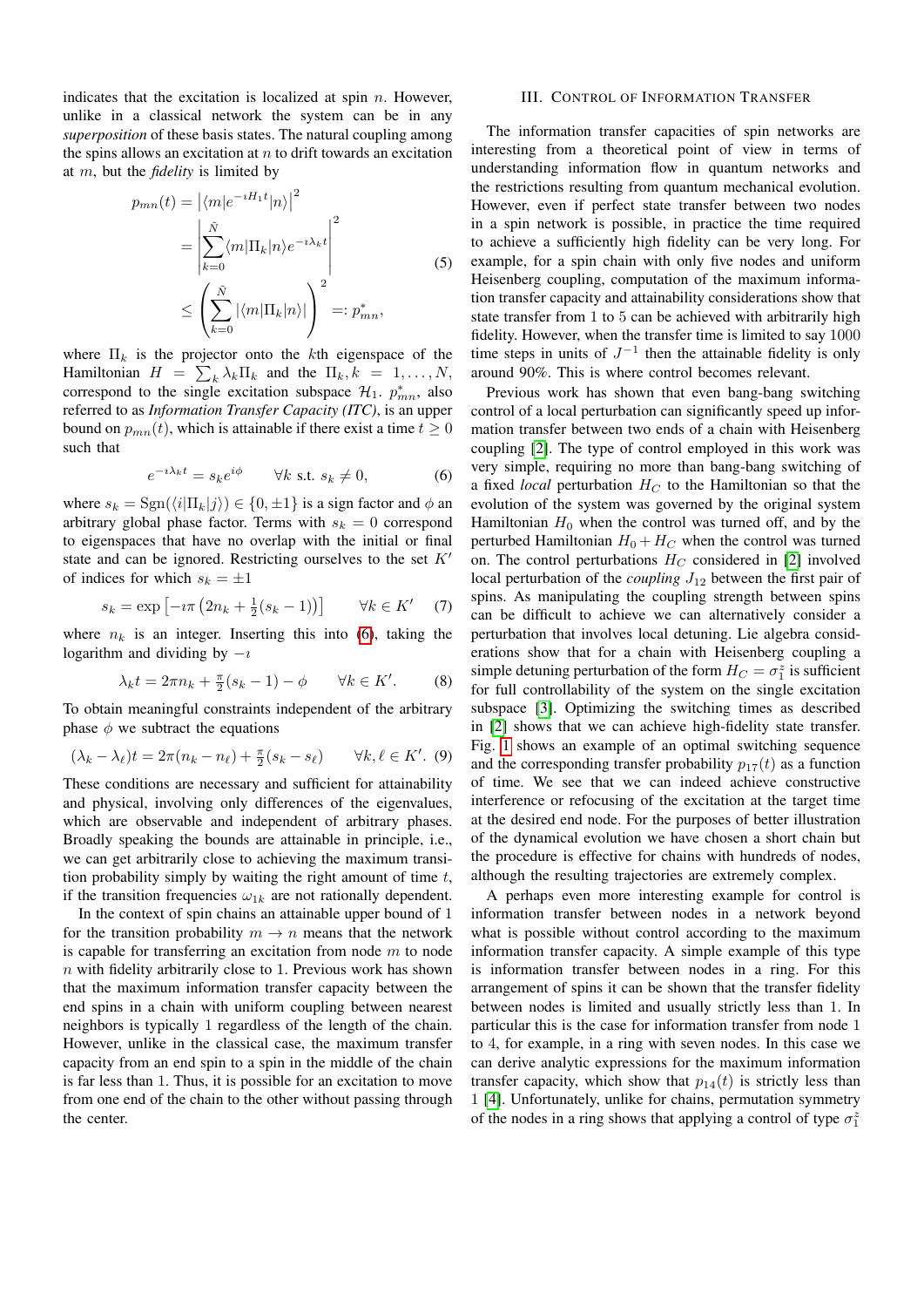indicates that the excitation is localized at spin $n$. However, unlike in a classical network the system can be in any *superposition* of these basis states. The natural coupling among the spins allows an excitation at $n$ to drift towards an excitation at $m$, but the *fidelity* is limited by

$$
\begin{aligned}
p_{mn}(t) &= \left|\langle m|e^{-\imath H_1 t}|n\rangle\right|^2 \\
&= \left|\sum_{k=0}^{\tilde{N}} \langle m|\Pi_k|n\rangle e^{-\imath \lambda_k t}\right|^2 \\
&\leq \left(\sum_{k=0}^{\tilde{N}} |\langle m|\Pi_k|n\rangle|\right)^2 =: p_{mn}^*,
\end{aligned}
\tag{5}
$$

where $\Pi_k$ is the projector onto the $k$th eigenspace of the Hamiltonian $H = \sum_k \lambda_k \Pi_k$ and the $\Pi_k, k = 1, \ldots, N$, correspond to the single excitation subspace $\mathcal{H}_1$. $p_{mn}^*$, also referred to as *Information Transfer Capacity (ITC)*, is an upper bound on $p_{mn}(t)$, which is attainable if there exist a time $t \geq 0$ such that

$$
e^{-\imath \lambda_k t} = s_k e^{i\phi} \qquad \forall k \text{ s.t. } s_k \neq 0, \tag{6}
$$

where $s_k = \operatorname{Sgn}(\langle i|\Pi_k|j\rangle) \in \{0, \pm 1\}$ is a sign factor and $\phi$ an arbitrary global phase factor. Terms with $s_k = 0$ correspond to eigenspaces that have no overlap with the initial or final state and can be ignored. Restricting ourselves to the set $K'$ of indices for which $s_k = \pm 1$

$$
s_k = \exp\left[-\imath\pi\left(2n_k + \tfrac{1}{2}(s_k - 1)\right)\right] \qquad \forall k \in K' \tag{7}
$$

where $n_k$ is an integer. Inserting this into (6), taking the logarithm and dividing by $-\imath$

$$
\lambda_k t = 2\pi n_k + \tfrac{\pi}{2}(s_k - 1) - \phi \qquad \forall k \in K'. \tag{8}
$$

To obtain meaningful constraints independent of the arbitrary phase $\phi$ we subtract the equations

$$
(\lambda_k - \lambda_\ell)t = 2\pi(n_k - n_\ell) + \tfrac{\pi}{2}(s_k - s_\ell) \qquad \forall k, \ell \in K'. \tag{9}
$$

These conditions are necessary and sufficient for attainability and physical, involving only differences of the eigenvalues, which are observable and independent of arbitrary phases. Broadly speaking the bounds are attainable in principle, i.e., we can get arbitrarily close to achieving the maximum transition probability simply by waiting the right amount of time $t$, if the transition frequencies $\omega_{1k}$ are not rationally dependent.

In the context of spin chains an attainable upper bound of 1 for the transition probability $m \to n$ means that the network is capable for transferring an excitation from node $m$ to node $n$ with fidelity arbitrarily close to 1. Previous work has shown that the maximum information transfer capacity between the end spins in a chain with uniform coupling between nearest neighbors is typically 1 regardless of the length of the chain. However, unlike in the classical case, the maximum transfer capacity from an end spin to a spin in the middle of the chain is far less than 1. Thus, it is possible for an excitation to move from one end of the chain to the other without passing through the center.

## III. Control of Information Transfer

The information transfer capacities of spin networks are interesting from a theoretical point of view in terms of understanding information flow in quantum networks and the restrictions resulting from quantum mechanical evolution. However, even if perfect state transfer between two nodes in a spin network is possible, in practice the time required to achieve a sufficiently high fidelity can be very long. For example, for a spin chain with only five nodes and uniform Heisenberg coupling, computation of the maximum information transfer capacity and attainability considerations show that state transfer from 1 to 5 can be achieved with arbitrarily high fidelity. However, when the transfer time is limited to say 1000 time steps in units of $J^{-1}$ then the attainable fidelity is only around 90%. This is where control becomes relevant.

Previous work has shown that even bang-bang switching control of a local perturbation can significantly speed up information transfer between two ends of a chain with Heisenberg coupling [2]. The type of control employed in this work was very simple, requiring no more than bang-bang switching of a fixed *local* perturbation $H_C$ to the Hamiltonian so that the evolution of the system was governed by the original system Hamiltonian $H_0$ when the control was turned off, and by the perturbed Hamiltonian $H_0 + H_C$ when the control was turned on. The control perturbations $H_C$ considered in [2] involved local perturbation of the *coupling* $J_{12}$ between the first pair of spins. As manipulating the coupling strength between spins can be difficult to achieve we can alternatively consider a perturbation that involves local detuning. Lie algebra considerations show that for a chain with Heisenberg coupling a simple detuning perturbation of the form $H_C = \sigma_1^z$ is sufficient for full controllability of the system on the single excitation subspace [3]. Optimizing the switching times as described in [2] shows that we can achieve high-fidelity state transfer. Fig. 1 shows an example of an optimal switching sequence and the corresponding transfer probability $p_{17}(t)$ as a function of time. We see that we can indeed achieve constructive interference or refocusing of the excitation at the target time at the desired end node. For the purposes of better illustration of the dynamical evolution we have chosen a short chain but the procedure is effective for chains with hundreds of nodes, although the resulting trajectories are extremely complex.

A perhaps even more interesting example for control is information transfer between nodes in a network beyond what is possible without control according to the maximum information transfer capacity. A simple example of this type is information transfer between nodes in a ring. For this arrangement of spins it can be shown that the transfer fidelity between nodes is limited and usually strictly less than 1. In particular this is the case for information transfer from node 1 to 4, for example, in a ring with seven nodes. In this case we can derive analytic expressions for the maximum information transfer capacity, which show that $p_{14}(t)$ is strictly less than 1 [4]. Unfortunately, unlike for chains, permutation symmetry of the nodes in a ring shows that applying a control of type $\sigma_1^z$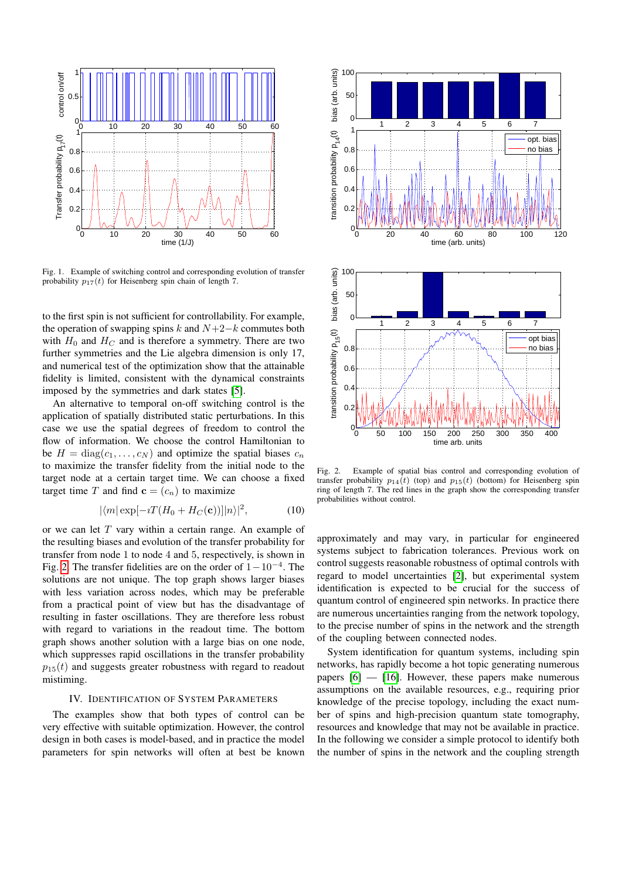control on/off

1

0.5

0

0 10 20 30 40 50 60

Transfer probability $p_{17}(t)$

1

0.8

0.6

0.4

0.2

0

0 10 20 30 40 50 60

time (1/J)

Fig. 1. Example of switching control and corresponding evolution of transfer probability $p_{17}(t)$ for Heisenberg spin chain of length 7.

to the first spin is not sufficient for controllability. For example, the operation of swapping spins $k$ and $N+2-k$ commutes both with $H_0$ and $H_C$ and is therefore a symmetry. There are two further symmetries and the Lie algebra dimension is only 17, and numerical test of the optimization show that the attainable fidelity is limited, consistent with the dynamical constraints imposed by the symmetries and dark states [5].

An alternative to temporal on-off switching control is the application of spatially distributed static perturbations. In this case we use the spatial degrees of freedom to control the flow of information. We choose the control Hamiltonian to be $H = \text{diag}(c_1, \ldots, c_N)$ and optimize the spatial biases $c_n$ to maximize the transfer fidelity from the initial node to the target node at a certain target time. We can choose a fixed target time $T$ and find $\mathbf{c} = (c_n)$ to maximize

$$|\langle m| \exp[-\imath T(H_0 + H_C(\mathbf{c}))]|n\rangle|^2, \tag{10}$$

or we can let $T$ vary within a certain range. An example of the resulting biases and evolution of the transfer probability for transfer from node 1 to node 4 and 5, respectively, is shown in Fig. 2. The transfer fidelities are on the order of $1-10^{-4}$. The solutions are not unique. The top graph shows large biases with less variation across nodes, which may be preferable from a practical point of view but has the disadvantage of resulting in faster oscillations. They are therefore less robust with regard to variations in the readout time. The bottom graph shows another solution with a large bias on one node, which suppresses rapid oscillations in the transfer probability $p_{15}(t)$ and suggests greater robustness with regard to readout mistiming.

## IV. Identification of System Parameters

The examples show that both types of control can be very effective with suitable optimization. However, the control design in both cases is model-based, and in practice the model parameters for spin networks will often at best be known

bias (arb. units)

100

50

0

1 2 3 4 5 6 7

transition probability $p_{14}(t)$

1

0.8

0.6

0.4

0.2

0

0 20 40 60 80 100 120

time (arb. units)

opt. bias

no bias

bias (arb. units)

100

50

0

1 2 3 4 5 6 7

transition probability $p_{15}(t)$

0.8

0.6

0.4

0.2

0

0 50 100 150 200 250 300 350 400

time arb. units

opt bias

no bias

Fig. 2. Example of spatial bias control and corresponding evolution of transfer probability $p_{14}(t)$ (top) and $p_{15}(t)$ (bottom) for Heisenberg spin ring of length 7. The red lines in the graph show the corresponding transfer probabilities without control.

approximately and may vary, in particular for engineered systems subject to fabrication tolerances. Previous work on control suggests reasonable robustness of optimal controls with regard to model uncertainties [2], but experimental system identification is expected to be crucial for the success of quantum control of engineered spin networks. In practice there are numerous uncertainties ranging from the network topology, to the precise number of spins in the network and the strength of the coupling between connected nodes.

System identification for quantum systems, including spin networks, has rapidly become a hot topic generating numerous papers [6] — [16]. However, these papers make numerous assumptions on the available resources, e.g., requiring prior knowledge of the precise topology, including the exact number of spins and high-precision quantum state tomography, resources and knowledge that may not be available in practice. In the following we consider a simple protocol to identify both the number of spins in the network and the coupling strength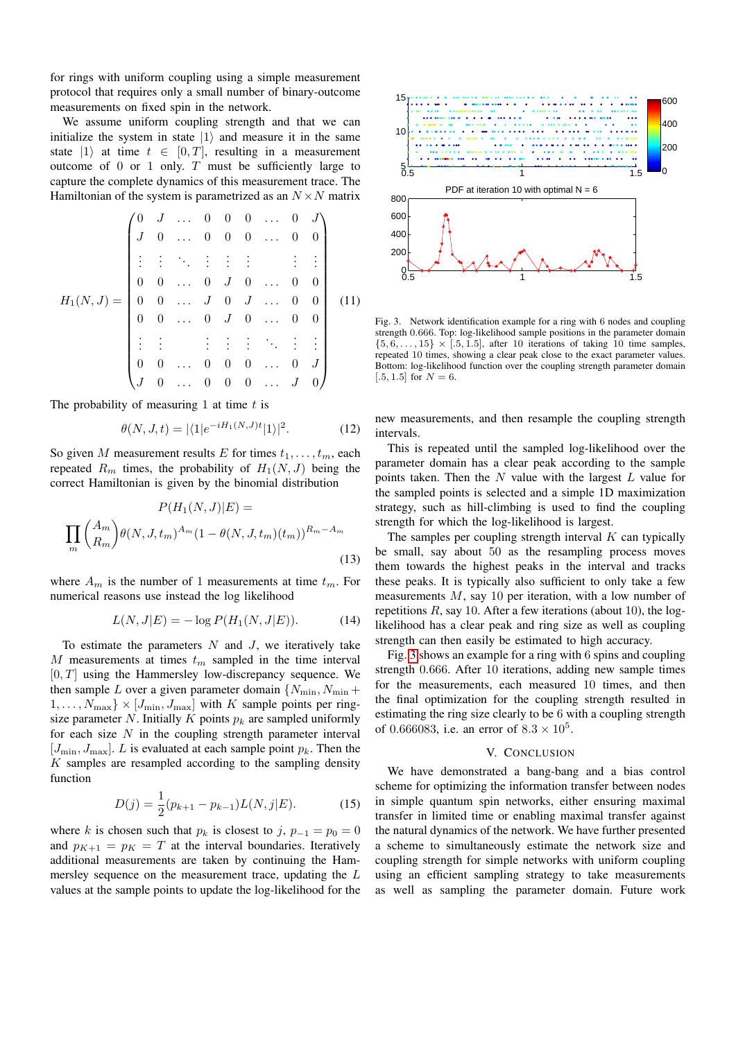for rings with uniform coupling using a simple measurement protocol that requires only a small number of binary-outcome measurements on fixed spin in the network.

We assume uniform coupling strength and that we can initialize the system in state $|1\rangle$ and measure it in the same state $|1\rangle$ at time $t \in [0,T]$, resulting in a measurement outcome of 0 or 1 only. $T$ must be sufficiently large to capture the complete dynamics of this measurement trace. The Hamiltonian of the system is parametrized as an $N \times N$ matrix

$$H_1(N,J) = \begin{pmatrix} 0 & J & \dots & 0 & 0 & 0 & \dots & 0 & J \\ J & 0 & \dots & 0 & 0 & 0 & \dots & 0 & 0 \\ \vdots & \vdots & \ddots & \vdots & \vdots & \vdots & & \vdots & \vdots \\ 0 & 0 & \dots & 0 & J & 0 & \dots & 0 & 0 \\ 0 & 0 & \dots & J & 0 & J & \dots & 0 & 0 \\ 0 & 0 & \dots & 0 & J & 0 & \dots & 0 & 0 \\ \vdots & \vdots & & \vdots & \vdots & \vdots & \ddots & \vdots & \vdots \\ 0 & 0 & \dots & 0 & 0 & 0 & \dots & 0 & J \\ J & 0 & \dots & 0 & 0 & 0 & \dots & J & 0 \end{pmatrix} \quad (11)$$

The probability of measuring 1 at time $t$ is

$$\theta(N,J,t) = |\langle 1| e^{-iH_1(N,J)t} |1\rangle|^2. \quad (12)$$

So given $M$ measurement results $E$ for times $t_1,\ldots,t_m$, each repeated $R_m$ times, the probability of $H_1(N,J)$ being the correct Hamiltonian is given by the binomial distribution

$$P(H_1(N,J)|E) = \prod_m \binom{A_m}{R_m} \theta(N,J,t_m)^{A_m} (1-\theta(N,J,t_m)(t_m))^{R_m - A_m} \quad (13)$$

where $A_m$ is the number of 1 measurements at time $t_m$. For numerical reasons use instead the log likelihood

$$L(N,J|E) = -\log P(H_1(N,J|E)). \quad (14)$$

To estimate the parameters $N$ and $J$, we iteratively take $M$ measurements at times $t_m$ sampled in the time interval $[0,T]$ using the Hammersley low-discrepancy sequence. We then sample $L$ over a given parameter domain $\{N_{\min}, N_{\min}+1,\ldots,N_{\max}\} \times [J_{\min}, J_{\max}]$ with $K$ sample points per ring-size parameter $N$. Initially $K$ points $p_k$ are sampled uniformly for each size $N$ in the coupling strength parameter interval $[J_{\min}, J_{\max}]$. $L$ is evaluated at each sample point $p_k$. Then the $K$ samples are resampled according to the sampling density function

$$D(j) = \frac{1}{2}(p_{k+1} - p_{k-1}) L(N,j|E). \quad (15)$$

where $k$ is chosen such that $p_k$ is closest to $j$, $p_{-1} = p_0 = 0$ and $p_{K+1} = p_K = T$ at the interval boundaries. Iteratively additional measurements are taken by continuing the Hammersley sequence on the measurement trace, updating the $L$ values at the sample points to update the log-likelihood for the new measurements, and then resample the coupling strength intervals.

This is repeated until the sampled log-likelihood over the parameter domain has a clear peak according to the sample points taken. Then the $N$ value with the largest $L$ value for the sampled points is selected and a simple 1D maximization strategy, such as hill-climbing is used to find the coupling strength for which the log-likelihood is largest.

The samples per coupling strength interval $K$ can typically be small, say about 50 as the resampling process moves them towards the highest peaks in the interval and tracks these peaks. It is typically also sufficient to only take a few measurements $M$, say 10 per iteration, with a low number of repetitions $R$, say 10. After a few iterations (about 10), the log-likelihood has a clear peak and ring size as well as coupling strength can then easily be estimated to high accuracy.

Fig. 3 shows an example for a ring with 6 spins and coupling strength 0.666. After 10 iterations, adding new sample times for the measurements, each measured 10 times, and then the final optimization for the coupling strength resulted in estimating the ring size clearly to be 6 with a coupling strength of 0.666083, i.e. an error of $8.3 \times 10^5$.

Fig. 3. Network identification example for a ring with 6 nodes and coupling strength 0.666. Top: log-likelihood sample positions in the parameter domain $\{5,6,\ldots,15\} \times [.5,1.5]$, after 10 iterations of taking 10 time samples, repeated 10 times, showing a clear peak close to the exact parameter values. Bottom: log-likelihood function over the coupling strength parameter domain $[.5,1.5]$ for $N=6$.

## V. Conclusion

We have demonstrated a bang-bang and a bias control scheme for optimizing the information transfer between nodes in simple quantum spin networks, either ensuring maximal transfer in limited time or enabling maximal transfer against the natural dynamics of the network. We have further presented a scheme to simultaneously estimate the network size and coupling strength for simple networks with uniform coupling using an efficient sampling strategy to take measurements as well as sampling the parameter domain. Future work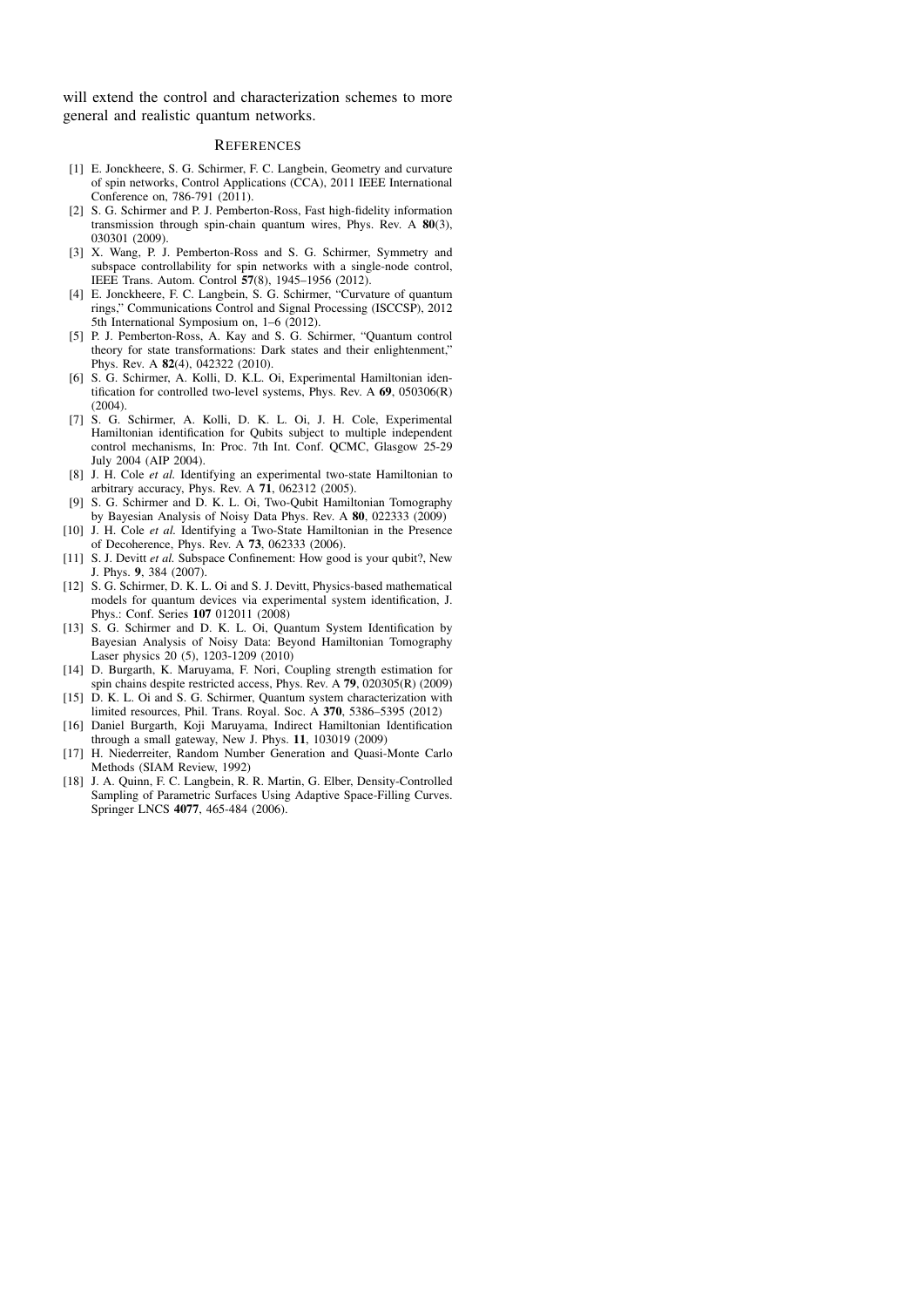will extend the control and characterization schemes to more general and realistic quantum networks.

## References

- [1] E. Jonckheere, S. G. Schirmer, F. C. Langbein, Geometry and curvature of spin networks, Control Applications (CCA), 2011 IEEE International Conference on, 786-791 (2011).
- [2] S. G. Schirmer and P. J. Pemberton-Ross, Fast high-fidelity information transmission through spin-chain quantum wires, Phys. Rev. A **80**(3), 030301 (2009).
- [3] X. Wang, P. J. Pemberton-Ross and S. G. Schirmer, Symmetry and subspace controllability for spin networks with a single-node control, IEEE Trans. Autom. Control **57**(8), 1945–1956 (2012).
- [4] E. Jonckheere, F. C. Langbein, S. G. Schirmer, "Curvature of quantum rings," Communications Control and Signal Processing (ISCCSP), 2012 5th International Symposium on, 1–6 (2012).
- [5] P. J. Pemberton-Ross, A. Kay and S. G. Schirmer, "Quantum control theory for state transformations: Dark states and their enlightenment," Phys. Rev. A **82**(4), 042322 (2010).
- [6] S. G. Schirmer, A. Kolli, D. K.L. Oi, Experimental Hamiltonian identification for controlled two-level systems, Phys. Rev. A **69**, 050306(R) (2004).
- [7] S. G. Schirmer, A. Kolli, D. K. L. Oi, J. H. Cole, Experimental Hamiltonian identification for Qubits subject to multiple independent control mechanisms, In: Proc. 7th Int. Conf. QCMC, Glasgow 25-29 July 2004 (AIP 2004).
- [8] J. H. Cole *et al.* Identifying an experimental two-state Hamiltonian to arbitrary accuracy, Phys. Rev. A **71**, 062312 (2005).
- [9] S. G. Schirmer and D. K. L. Oi, Two-Qubit Hamiltonian Tomography by Bayesian Analysis of Noisy Data Phys. Rev. A **80**, 022333 (2009)
- [10] J. H. Cole *et al.* Identifying a Two-State Hamiltonian in the Presence of Decoherence, Phys. Rev. A **73**, 062333 (2006).
- [11] S. J. Devitt *et al.* Subspace Confinement: How good is your qubit?, New J. Phys. **9**, 384 (2007).
- [12] S. G. Schirmer, D. K. L. Oi and S. J. Devitt, Physics-based mathematical models for quantum devices via experimental system identification, J. Phys.: Conf. Series **107** 012011 (2008)
- [13] S. G. Schirmer and D. K. L. Oi, Quantum System Identification by Bayesian Analysis of Noisy Data: Beyond Hamiltonian Tomography Laser physics 20 (5), 1203-1209 (2010)
- [14] D. Burgarth, K. Maruyama, F. Nori, Coupling strength estimation for spin chains despite restricted access, Phys. Rev. A **79**, 020305(R) (2009)
- [15] D. K. L. Oi and S. G. Schirmer, Quantum system characterization with limited resources, Phil. Trans. Royal. Soc. A **370**, 5386–5395 (2012)
- [16] Daniel Burgarth, Koji Maruyama, Indirect Hamiltonian Identification through a small gateway, New J. Phys. **11**, 103019 (2009)
- [17] H. Niederreiter, Random Number Generation and Quasi-Monte Carlo Methods (SIAM Review, 1992)
- [18] J. A. Quinn, F. C. Langbein, R. R. Martin, G. Elber, Density-Controlled Sampling of Parametric Surfaces Using Adaptive Space-Filling Curves. Springer LNCS **4077**, 465-484 (2006).